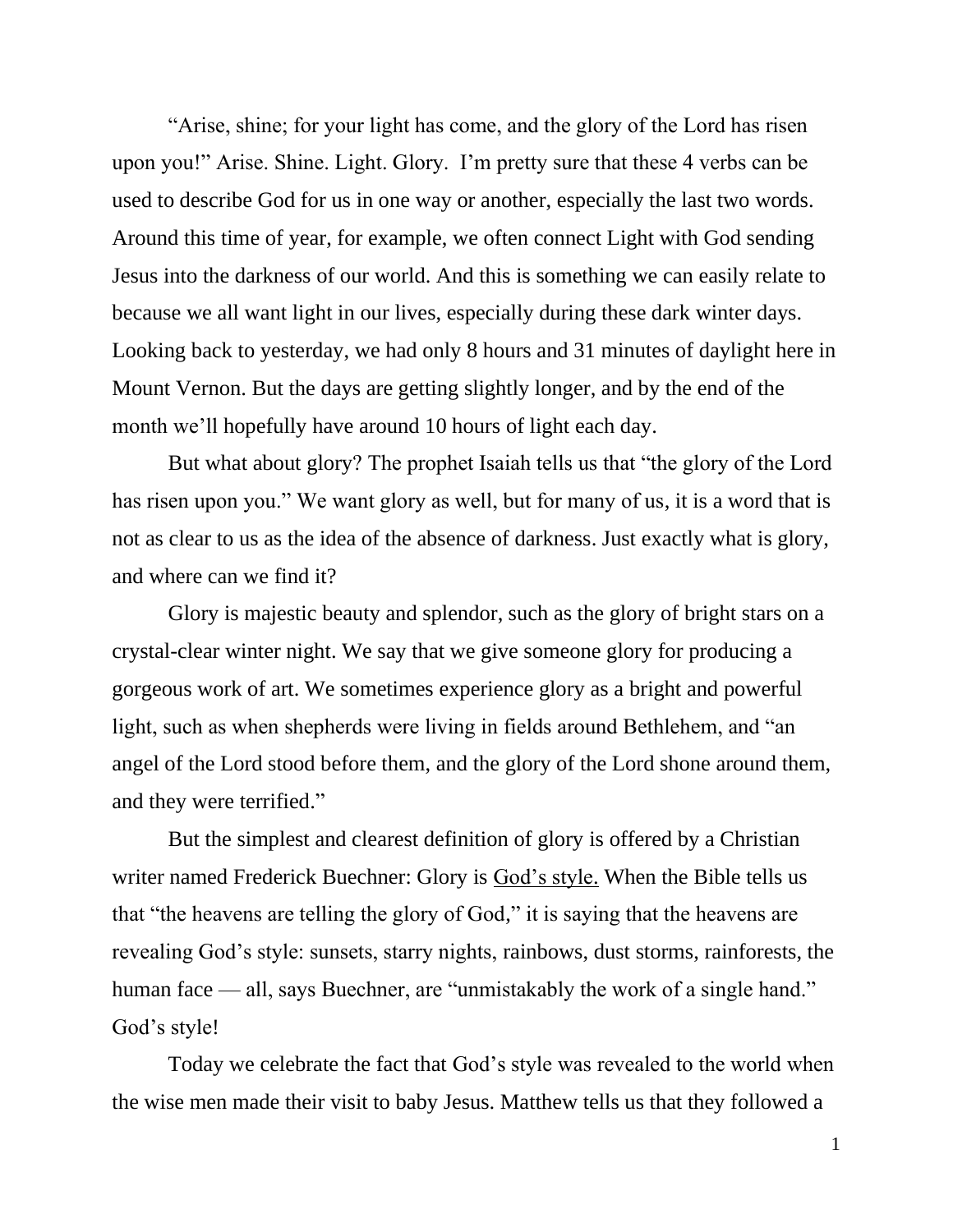"Arise, shine; for your light has come, and the glory of the Lord has risen upon you!" Arise. Shine. Light. Glory. I'm pretty sure that these 4 verbs can be used to describe God for us in one way or another, especially the last two words. Around this time of year, for example, we often connect Light with God sending Jesus into the darkness of our world. And this is something we can easily relate to because we all want light in our lives, especially during these dark winter days. Looking back to yesterday, we had only 8 hours and 31 minutes of daylight here in Mount Vernon. But the days are getting slightly longer, and by the end of the month we'll hopefully have around 10 hours of light each day.

But what about glory? The prophet Isaiah tells us that "the glory of the Lord has risen upon you." We want glory as well, but for many of us, it is a word that is not as clear to us as the idea of the absence of darkness. Just exactly what is glory, and where can we find it?

Glory is majestic beauty and splendor, such as the glory of bright stars on a crystal-clear winter night. We say that we give someone glory for producing a gorgeous work of art. We sometimes experience glory as a bright and powerful light, such as when shepherds were living in fields around Bethlehem, and "an angel of the Lord stood before them, and the glory of the Lord shone around them, and they were terrified."

But the simplest and clearest definition of glory is offered by a Christian writer named Frederick Buechner: Glory is <u>God's style.</u> When the Bible tells us that "the heavens are telling the glory of God," it is saying that the heavens are revealing God's style: sunsets, starry nights, rainbows, dust storms, rainforests, the human face — all, says Buechner, are "unmistakably the work of a single hand." God's style!

Today we celebrate the fact that God's style was revealed to the world when the wise men made their visit to baby Jesus. Matthew tells us that they followed a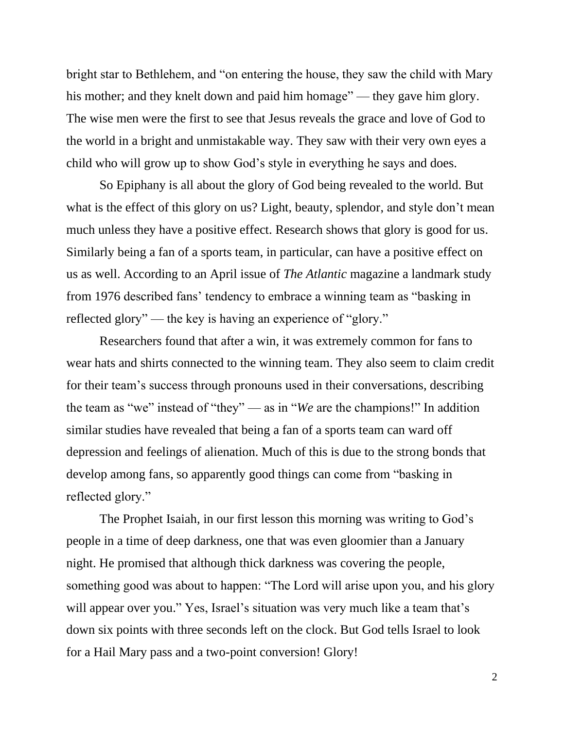bright star to Bethlehem, and "on entering the house, they saw the child with Mary his mother; and they knelt down and paid him homage" — they gave him glory. The wise men were the first to see that Jesus reveals the grace and love of God to the world in a bright and unmistakable way. They saw with their very own eyes a child who will grow up to show God's style in everything he says and does.

So Epiphany is all about the glory of God being revealed to the world. But what is the effect of this glory on us? Light, beauty, splendor, and style don't mean much unless they have a positive effect. Research shows that glory is good for us. Similarly being a fan of a sports team, in particular, can have a positive effect on us as well. According to an April issue of *The Atlantic* magazine a landmark study from 1976 described fans' tendency to embrace a winning team as "basking in reflected glory" — the key is having an experience of "glory."

Researchers found that after a win, it was extremely common for fans to wear hats and shirts connected to the winning team. They also seem to claim credit for their team's success through pronouns used in their conversations, describing the team as "we" instead of "they" — as in "*We* are the champions!" In addition similar studies have revealed that being a fan of a sports team can ward off depression and feelings of alienation. Much of this is due to the strong bonds that develop among fans, so apparently good things can come from "basking in reflected glory."

The Prophet Isaiah, in our first lesson this morning was writing to God's people in a time of deep darkness, one that was even gloomier than a January night. He promised that although thick darkness was covering the people, something good was about to happen: "The Lord will arise upon you, and his glory will appear over you." Yes, Israel's situation was very much like a team that's down six points with three seconds left on the clock. But God tells Israel to look for a Hail Mary pass and a two-point conversion! Glory!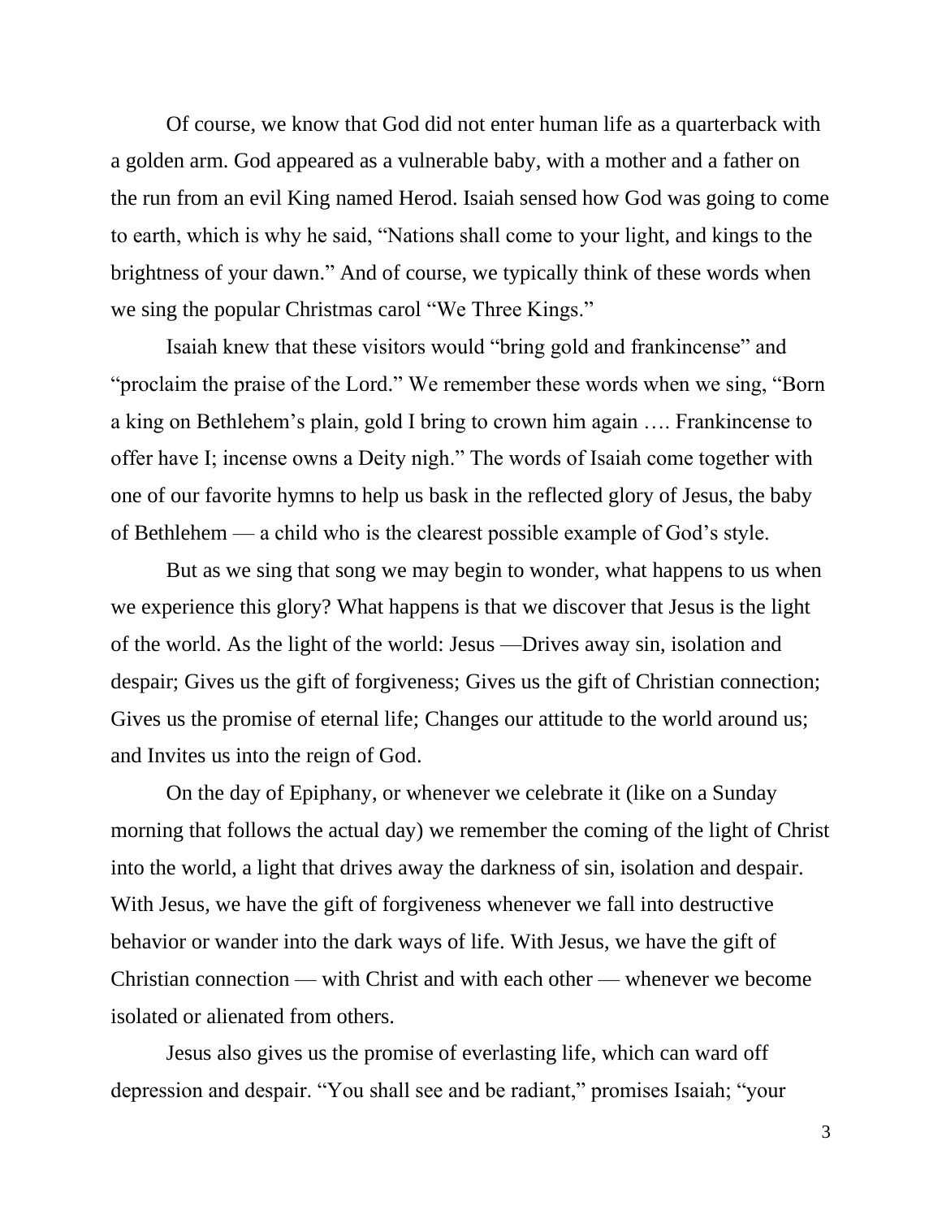Of course, we know that God did not enter human life as a quarterback with a golden arm. God appeared as a vulnerable baby, with a mother and a father on the run from an evil King named Herod. Isaiah sensed how God was going to come to earth, which is why he said, "Nations shall come to your light, and kings to the brightness of your dawn." And of course, we typically think of these words when we sing the popular Christmas carol "We Three Kings."

Isaiah knew that these visitors would "bring gold and frankincense" and "proclaim the praise of the Lord." We remember these words when we sing, "Born a king on Bethlehem's plain, gold I bring to crown him again …. Frankincense to offer have I; incense owns a Deity nigh." The words of Isaiah come together with one of our favorite hymns to help us bask in the reflected glory of Jesus, the baby of Bethlehem — a child who is the clearest possible example of God's style.

But as we sing that song we may begin to wonder, what happens to us when we experience this glory? What happens is that we discover that Jesus is the light of the world. As the light of the world: Jesus —Drives away sin, isolation and despair; Gives us the gift of forgiveness; Gives us the gift of Christian connection; Gives us the promise of eternal life; Changes our attitude to the world around us; and Invites us into the reign of God.

On the day of Epiphany, or whenever we celebrate it (like on a Sunday morning that follows the actual day) we remember the coming of the light of Christ into the world, a light that drives away the darkness of sin, isolation and despair. With Jesus, we have the gift of forgiveness whenever we fall into destructive behavior or wander into the dark ways of life. With Jesus, we have the gift of Christian connection — with Christ and with each other — whenever we become isolated or alienated from others.

Jesus also gives us the promise of everlasting life, which can ward off depression and despair. "You shall see and be radiant," promises Isaiah; "your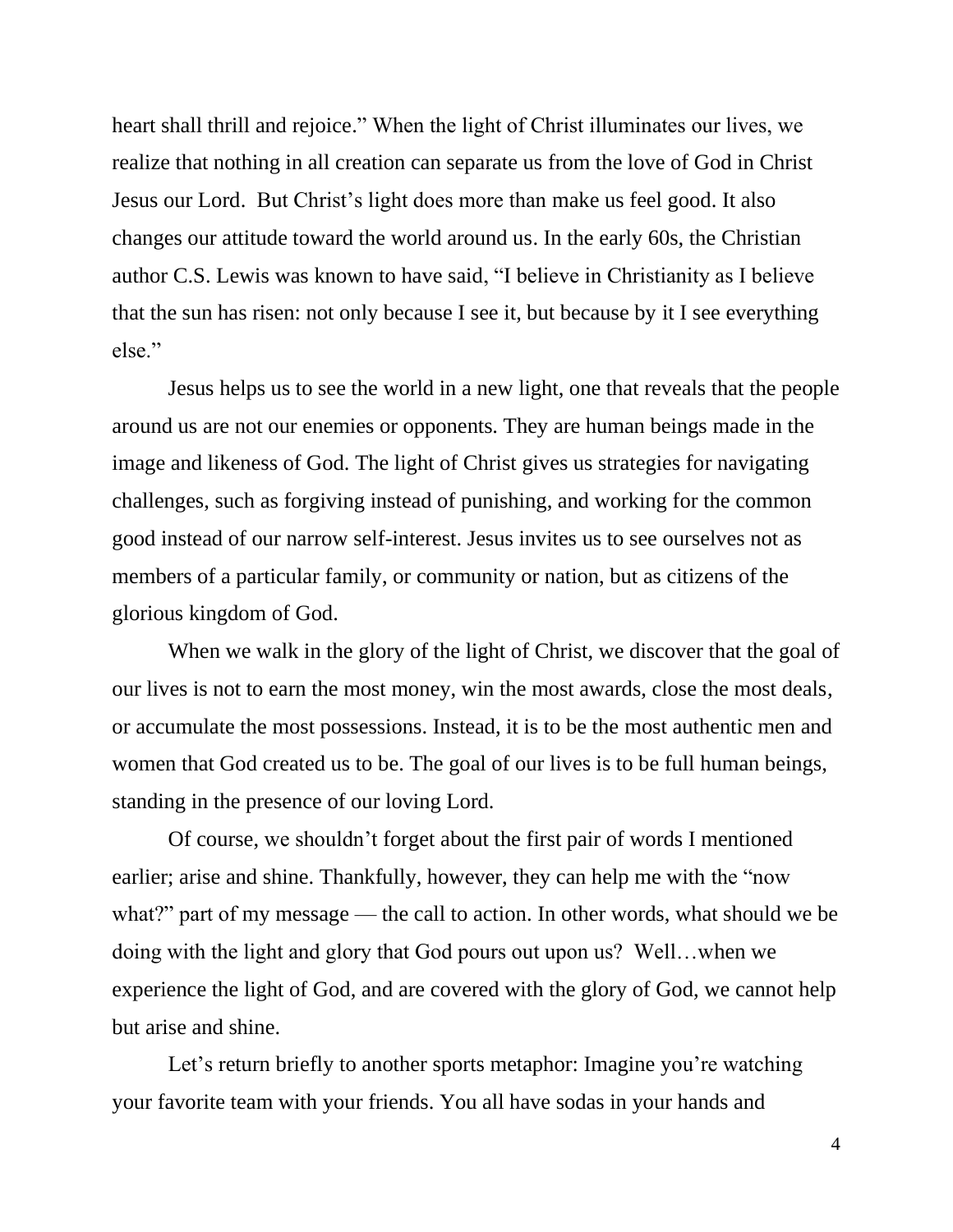heart shall thrill and rejoice." When the light of Christ illuminates our lives, we realize that nothing in all creation can separate us from the love of God in Christ Jesus our Lord. But Christ's light does more than make us feel good. It also changes our attitude toward the world around us. In the early 60s, the Christian author C.S. Lewis was known to have said, "I believe in Christianity as I believe that the sun has risen: not only because I see it, but because by it I see everything else."

Jesus helps us to see the world in a new light, one that reveals that the people around us are not our enemies or opponents. They are human beings made in the image and likeness of God. The light of Christ gives us strategies for navigating challenges, such as forgiving instead of punishing, and working for the common good instead of our narrow self-interest. Jesus invites us to see ourselves not as members of a particular family, or community or nation, but as citizens of the glorious kingdom of God.

When we walk in the glory of the light of Christ, we discover that the goal of our lives is not to earn the most money, win the most awards, close the most deals, or accumulate the most possessions. Instead, it is to be the most authentic men and women that God created us to be. The goal of our lives is to be full human beings, standing in the presence of our loving Lord.

Of course, we shouldn't forget about the first pair of words I mentioned earlier; arise and shine. Thankfully, however, they can help me with the "now what?" part of my message — the call to action. In other words, what should we be doing with the light and glory that God pours out upon us? Well…when we experience the light of God, and are covered with the glory of God, we cannot help but arise and shine.

Let's return briefly to another sports metaphor: Imagine you're watching your favorite team with your friends. You all have sodas in your hands and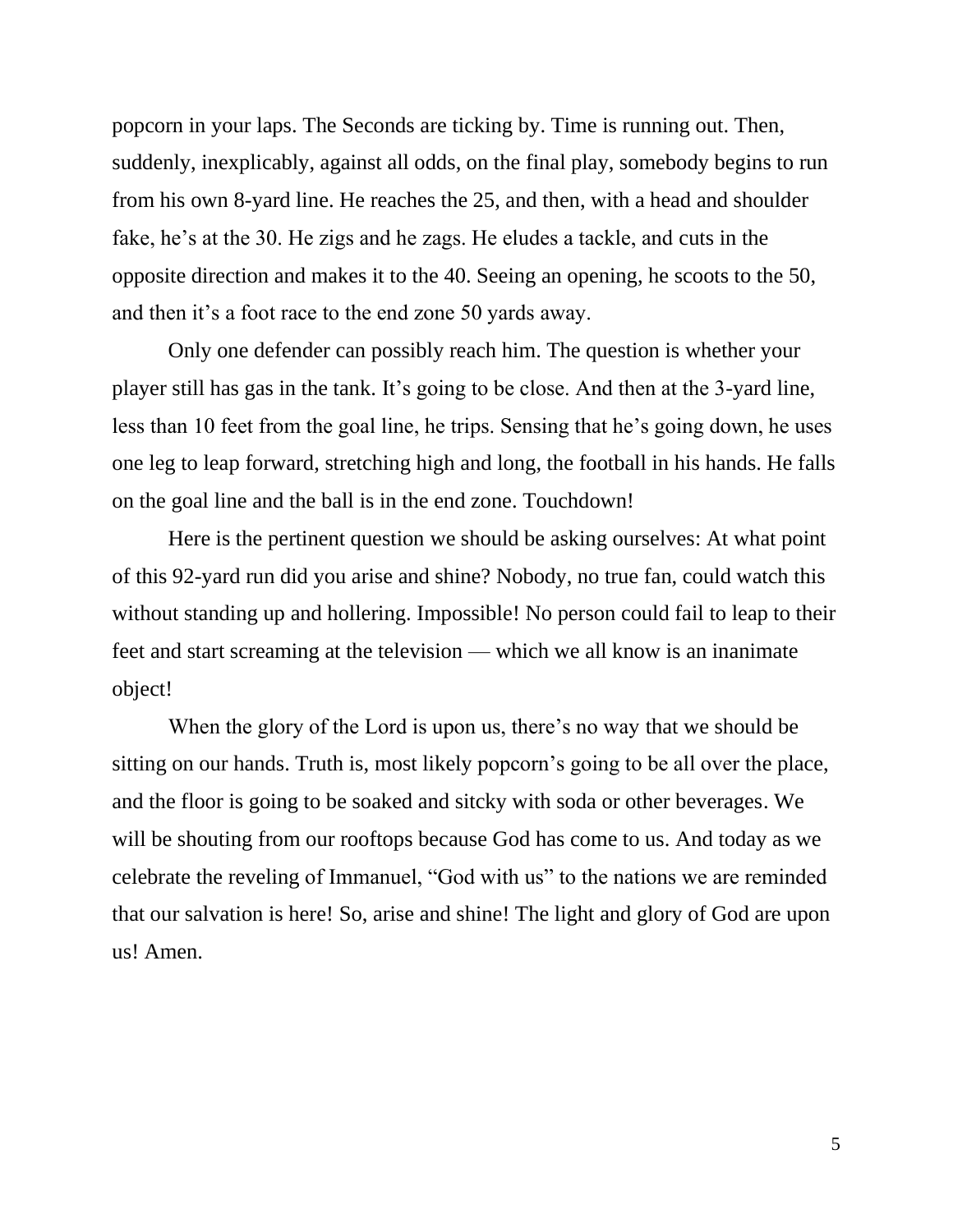popcorn in your laps. The Seconds are ticking by. Time is running out. Then, suddenly, inexplicably, against all odds, on the final play, somebody begins to run from his own 8-yard line. He reaches the 25, and then, with a head and shoulder fake, he's at the 30. He zigs and he zags. He eludes a tackle, and cuts in the opposite direction and makes it to the 40. Seeing an opening, he scoots to the 50, and then it's a foot race to the end zone 50 yards away.

Only one defender can possibly reach him. The question is whether your player still has gas in the tank. It's going to be close. And then at the 3-yard line, less than 10 feet from the goal line, he trips. Sensing that he's going down, he uses one leg to leap forward, stretching high and long, the football in his hands. He falls on the goal line and the ball is in the end zone. Touchdown!

Here is the pertinent question we should be asking ourselves: At what point of this 92-yard run did you arise and shine? Nobody, no true fan, could watch this without standing up and hollering. Impossible! No person could fail to leap to their feet and start screaming at the television — which we all know is an inanimate object!

When the glory of the Lord is upon us, there's no way that we should be sitting on our hands. Truth is, most likely popcorn's going to be all over the place, and the floor is going to be soaked and sitcky with soda or other beverages. We will be shouting from our rooftops because God has come to us. And today as we celebrate the reveling of Immanuel, "God with us" to the nations we are reminded that our salvation is here! So, arise and shine! The light and glory of God are upon us! Amen.